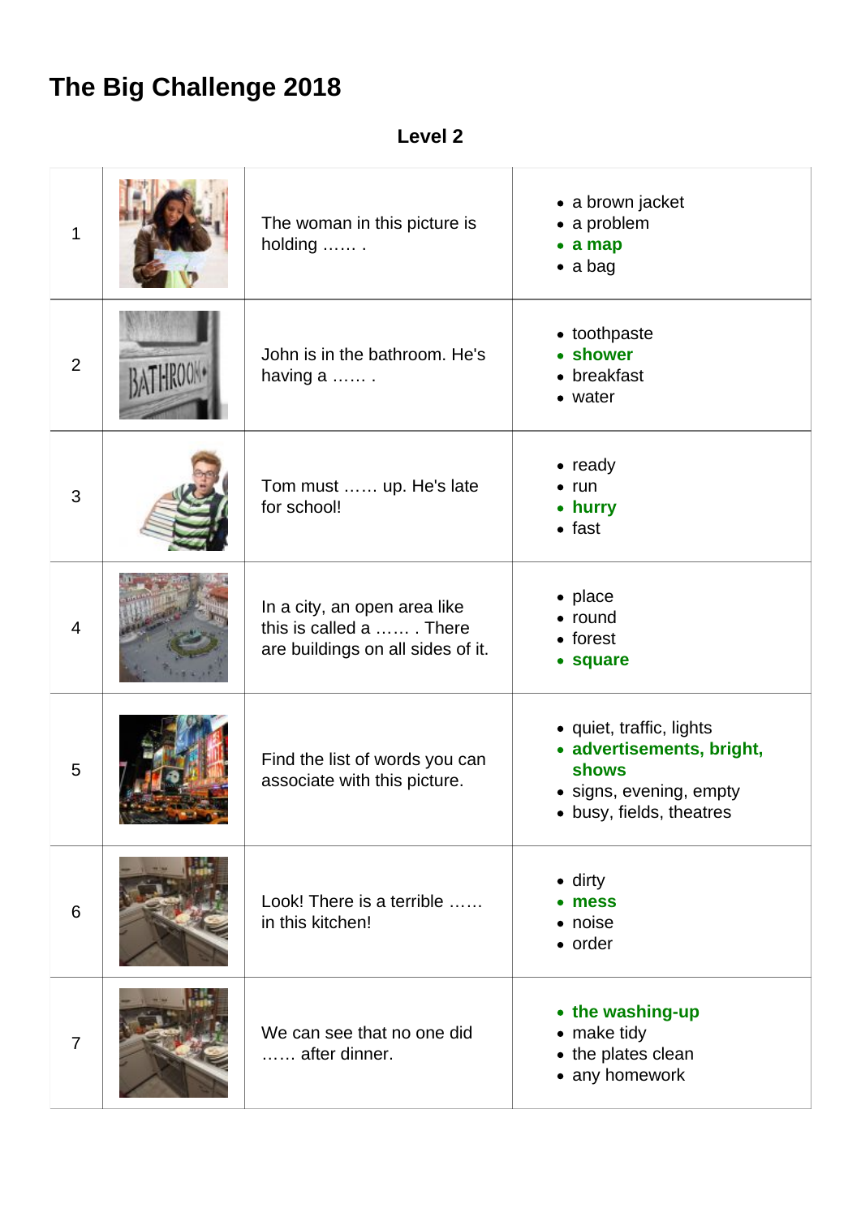# The Big Challenge 2018

## Level 2

| | | | |
|---|---|---|---|
| 1 | | The woman in this picture is holding …… . | • a brown jacket<br>• a problem<br>• **a map**<br>• a bag |
| 2 | | John is in the bathroom. He's having a …… . | • toothpaste<br>• **shower**<br>• breakfast<br>• water |
| 3 | | Tom must …… up. He's late for school! | • ready<br>• run<br>• **hurry**<br>• fast |
| 4 | | In a city, an open area like this is called a …… . There are buildings on all sides of it. | • place<br>• round<br>• forest<br>• **square** |
| 5 | | Find the list of words you can associate with this picture. | • quiet, traffic, lights<br>• **advertisements, bright, shows**<br>• signs, evening, empty<br>• busy, fields, theatres |
| 6 | | Look! There is a terrible …… in this kitchen! | • dirty<br>• **mess**<br>• noise<br>• order |
| 7 | | We can see that no one did …… after dinner. | • **the washing-up**<br>• make tidy<br>• the plates clean<br>• any homework |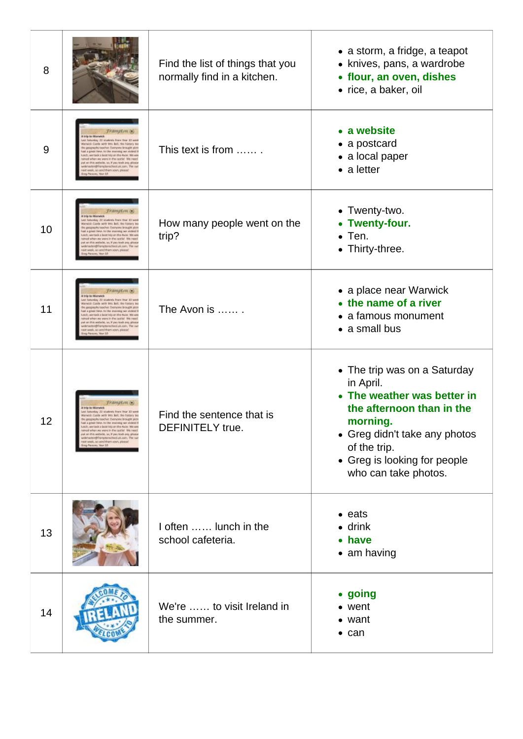| | | | |
|---|---|---|---|
| 8 | | Find the list of things that you normally find in a kitchen. | • a storm, a fridge, a teapot<br>• knives, pans, a wardrobe<br>• **flour, an oven, dishes**<br>• rice, a baker, oil |
| 9 | | This text is from …… . | • **a website**<br>• a postcard<br>• a local paper<br>• a letter |
| 10 | | How many people went on the trip? | • Twenty-two.<br>• **Twenty-four.**<br>• Ten.<br>• Thirty-three. |
| 11 | | The Avon is …… . | • a place near Warwick<br>• **the name of a river**<br>• a famous monument<br>• a small bus |
| 12 | | Find the sentence that is DEFINITELY true. | • The trip was on a Saturday in April.<br>• **The weather was better in the afternoon than in the morning.**<br>• Greg didn't take any photos of the trip.<br>• Greg is looking for people who can take photos. |
| 13 | | I often …… lunch in the school cafeteria. | • eats<br>• drink<br>• **have**<br>• am having |
| 14 | | We're …… to visit Ireland in the summer. | • **going**<br>• went<br>• want<br>• can |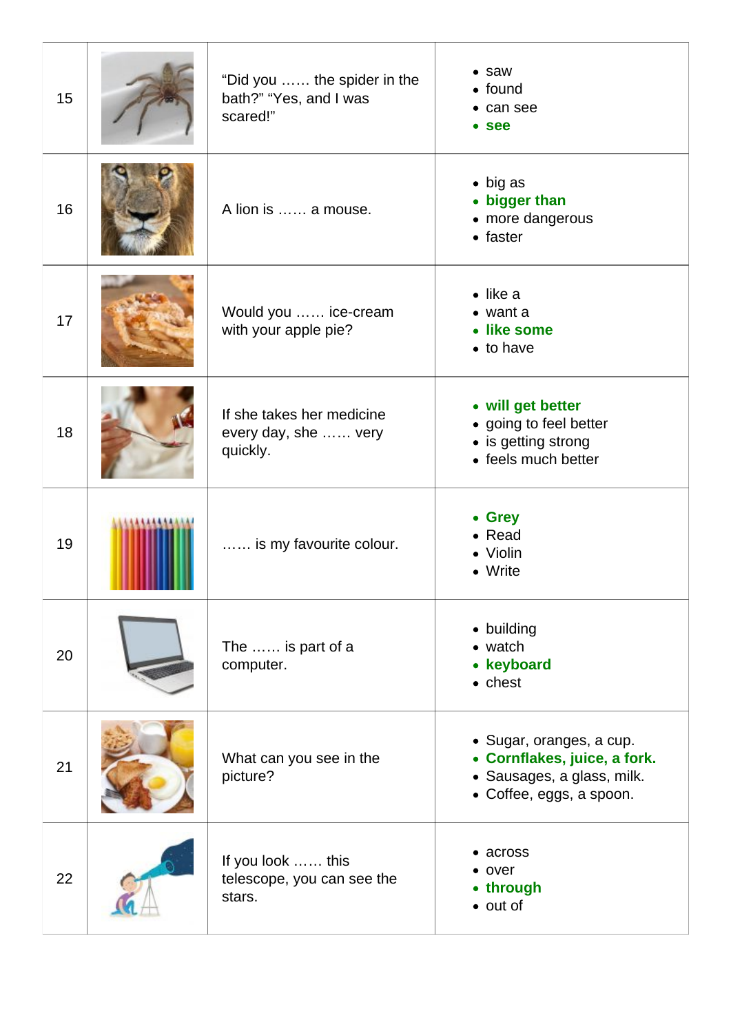| | | | |
|---|---|---|---|
| 15 | | "Did you …… the spider in the bath?" "Yes, and I was scared!" | • saw<br>• found<br>• can see<br>• **see** |
| 16 | | A lion is …… a mouse. | • big as<br>• **bigger than**<br>• more dangerous<br>• faster |
| 17 | | Would you …… ice-cream with your apple pie? | • like a<br>• want a<br>• **like some**<br>• to have |
| 18 | | If she takes her medicine every day, she …… very quickly. | • **will get better**<br>• going to feel better<br>• is getting strong<br>• feels much better |
| 19 | | …… is my favourite colour. | • **Grey**<br>• Read<br>• Violin<br>• Write |
| 20 | | The …… is part of a computer. | • building<br>• watch<br>• **keyboard**<br>• chest |
| 21 | | What can you see in the picture? | • Sugar, oranges, a cup.<br>• **Cornflakes, juice, a fork.**<br>• Sausages, a glass, milk.<br>• Coffee, eggs, a spoon. |
| 22 | | If you look …… this telescope, you can see the stars. | • across<br>• over<br>• **through**<br>• out of |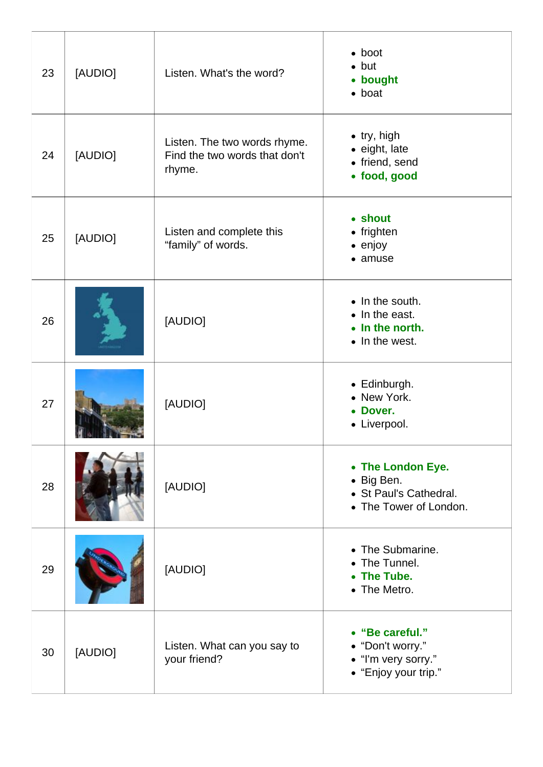| | | | |
|---|---|---|---|
| 23 | [AUDIO] | Listen. What's the word? | • boot<br>• but<br>• **bought**<br>• boat |
| 24 | [AUDIO] | Listen. The two words rhyme. Find the two words that don't rhyme. | • try, high<br>• eight, late<br>• friend, send<br>• **food, good** |
| 25 | [AUDIO] | Listen and complete this “family” of words. | • **shout**<br>• frighten<br>• enjoy<br>• amuse |
| 26 | | [AUDIO] | • In the south.<br>• In the east.<br>• **In the north.**<br>• In the west. |
| 27 | | [AUDIO] | • Edinburgh.<br>• New York.<br>• **Dover.**<br>• Liverpool. |
| 28 | | [AUDIO] | • **The London Eye.**<br>• Big Ben.<br>• St Paul's Cathedral.<br>• The Tower of London. |
| 29 | | [AUDIO] | • The Submarine.<br>• The Tunnel.<br>• **The Tube.**<br>• The Metro. |
| 30 | [AUDIO] | Listen. What can you say to your friend? | • **“Be careful.”**<br>• “Don't worry.”<br>• “I'm very sorry.”<br>• “Enjoy your trip.” |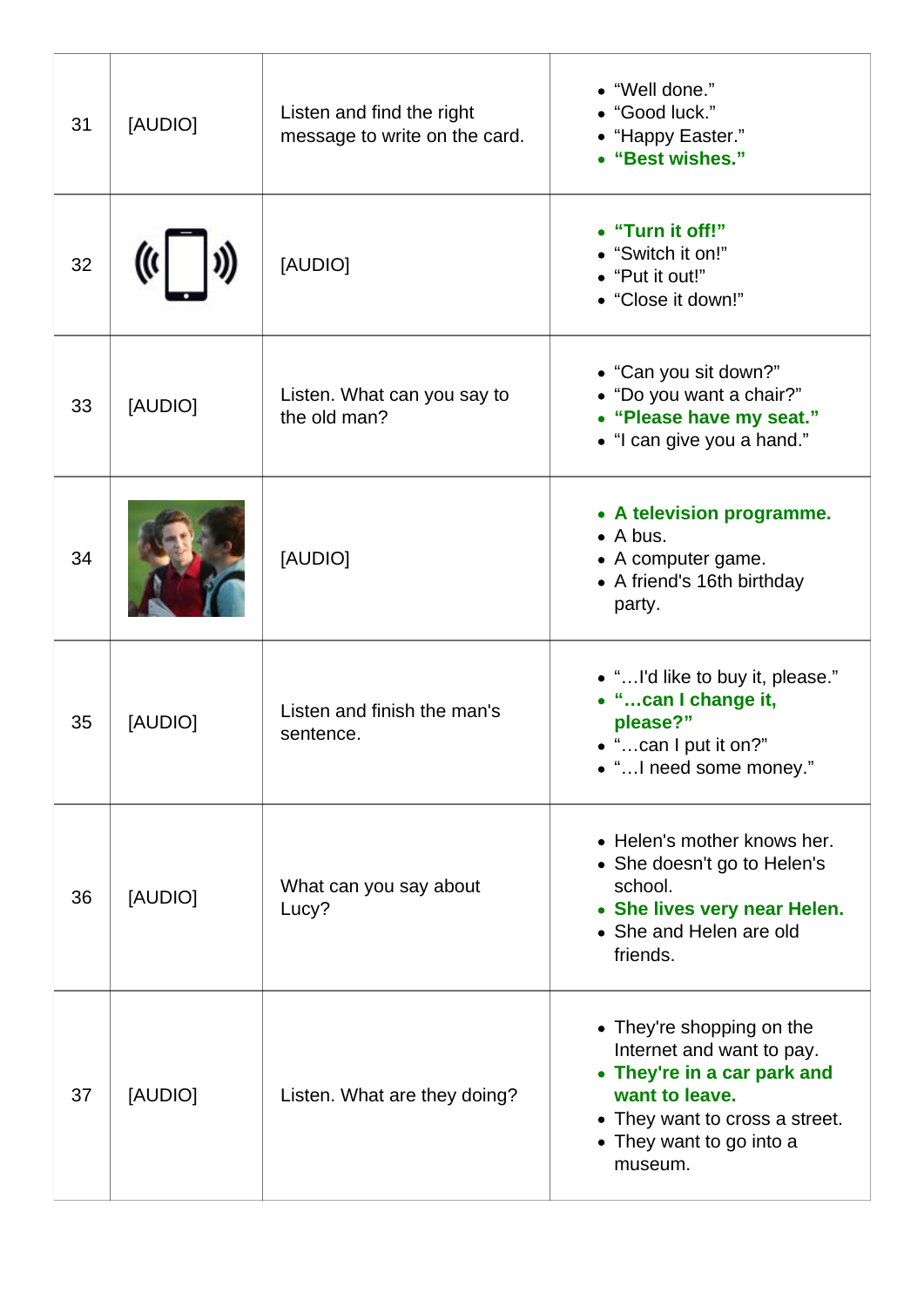| | | | |
|---|---|---|---|
| 31 | [AUDIO] | Listen and find the right message to write on the card. | • "Well done."<br>• "Good luck."<br>• "Happy Easter."<br>• **"Best wishes."** |
| 32 | | [AUDIO] | • **"Turn it off!"**<br>• "Switch it on!"<br>• "Put it out!"<br>• "Close it down!" |
| 33 | [AUDIO] | Listen. What can you say to the old man? | • "Can you sit down?"<br>• "Do you want a chair?"<br>• **"Please have my seat."**<br>• "I can give you a hand." |
| 34 | | [AUDIO] | • **A television programme.**<br>• A bus.<br>• A computer game.<br>• A friend's 16th birthday party. |
| 35 | [AUDIO] | Listen and finish the man's sentence. | • "…I'd like to buy it, please."<br>• **"…can I change it, please?"**<br>• "…can I put it on?"<br>• "…I need some money." |
| 36 | [AUDIO] | What can you say about Lucy? | • Helen's mother knows her.<br>• She doesn't go to Helen's school.<br>• **She lives very near Helen.**<br>• She and Helen are old friends. |
| 37 | [AUDIO] | Listen. What are they doing? | • They're shopping on the Internet and want to pay.<br>• **They're in a car park and want to leave.**<br>• They want to cross a street.<br>• They want to go into a museum. |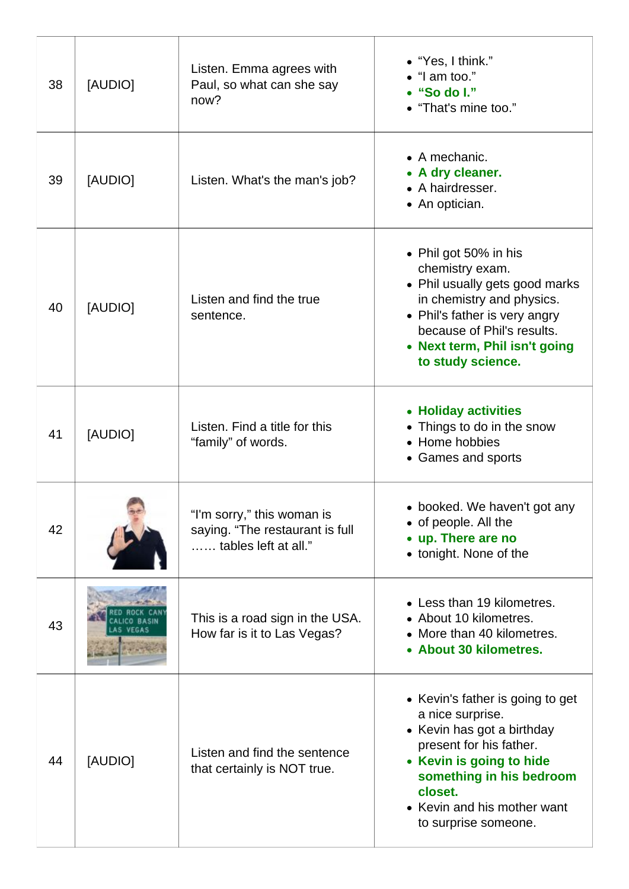| | | | |
|---|---|---|---|
| 38 | [AUDIO] | Listen. Emma agrees with Paul, so what can she say now? | • "Yes, I think."<br>• "I am too."<br>• **"So do I."**<br>• "That's mine too." |
| 39 | [AUDIO] | Listen. What's the man's job? | • A mechanic.<br>• **A dry cleaner.**<br>• A hairdresser.<br>• An optician. |
| 40 | [AUDIO] | Listen and find the true sentence. | • Phil got 50% in his chemistry exam.<br>• Phil usually gets good marks in chemistry and physics.<br>• Phil's father is very angry because of Phil's results.<br>• **Next term, Phil isn't going to study science.** |
| 41 | [AUDIO] | Listen. Find a title for this "family" of words. | • **Holiday activities**<br>• Things to do in the snow<br>• Home hobbies<br>• Games and sports |
| 42 | | "I'm sorry," this woman is saying. "The restaurant is full …… tables left at all." | • booked. We haven't got any<br>• of people. All the<br>• **up. There are no**<br>• tonight. None of the |
| 43 | RED ROCK CANY<br>CALICO BASIN<br>LAS VEGAS | This is a road sign in the USA. How far is it to Las Vegas? | • Less than 19 kilometres.<br>• About 10 kilometres.<br>• More than 40 kilometres.<br>• **About 30 kilometres.** |
| 44 | [AUDIO] | Listen and find the sentence that certainly is NOT true. | • Kevin's father is going to get a nice surprise.<br>• Kevin has got a birthday present for his father.<br>• **Kevin is going to hide something in his bedroom closet.**<br>• Kevin and his mother want to surprise someone. |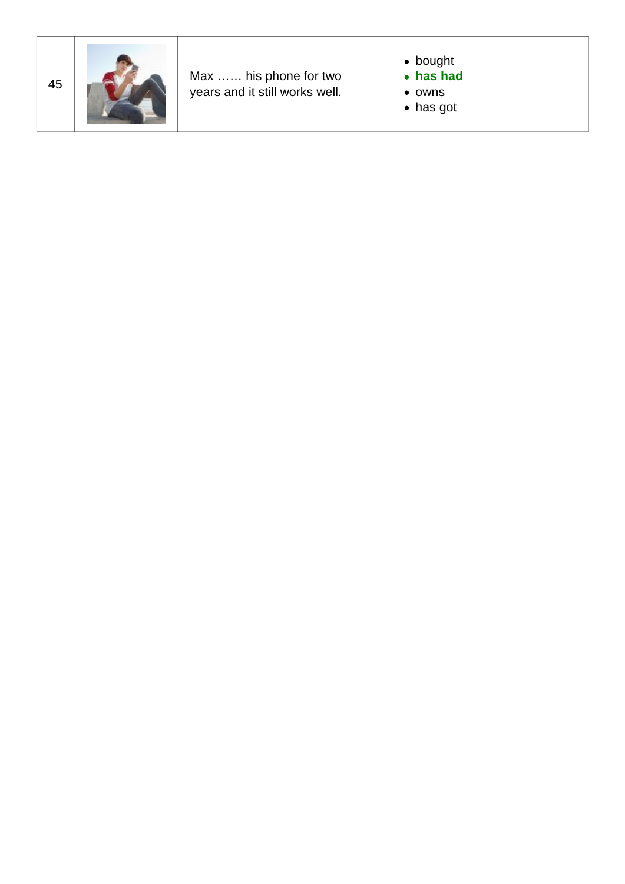| | | | |
|---|---|---|---|
| 45 | | Max …… his phone for two years and it still works well. | • bought<br>• **has had**<br>• owns<br>• has got |